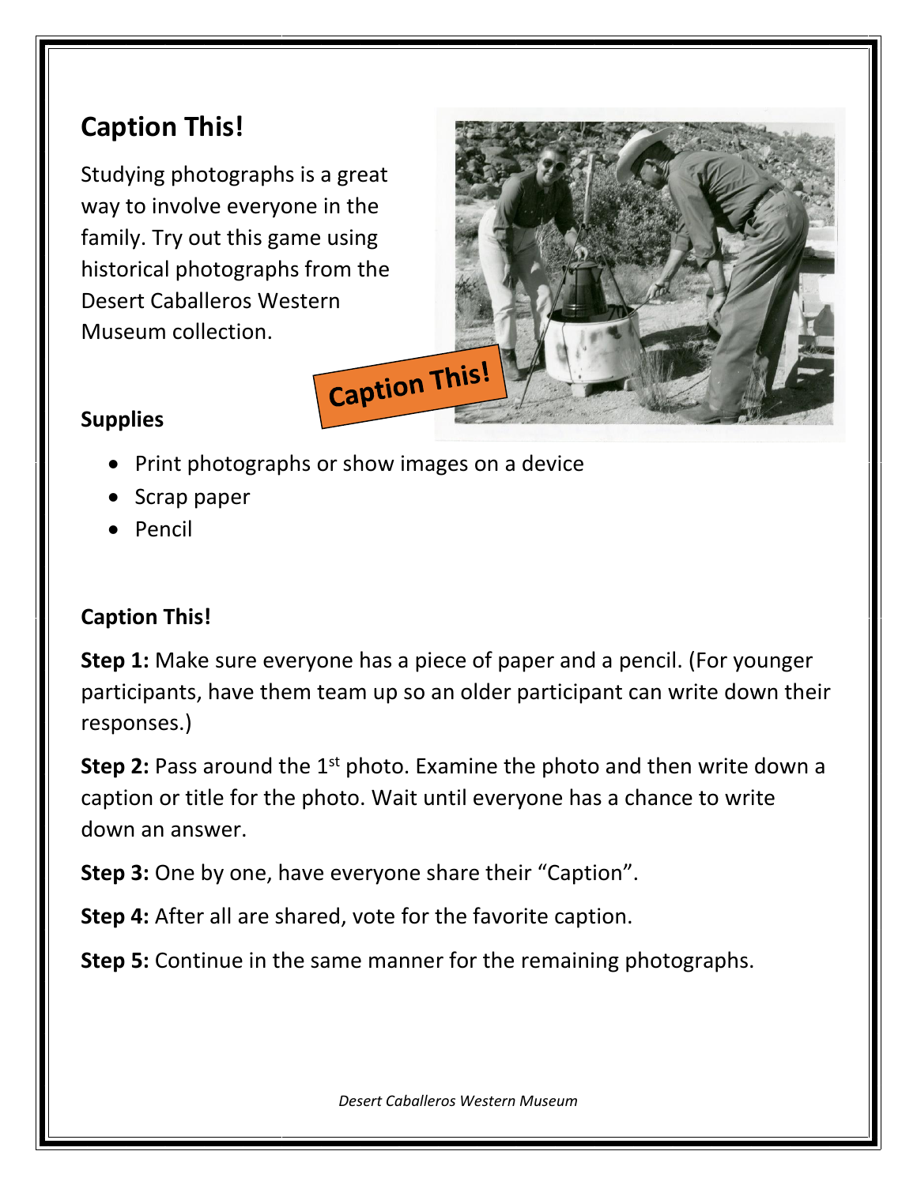## Caption This!

Studying photographs is a great way to involve everyone in the family. Try out this game using historical photographs from the Desert Caballeros Western Museum collection.

### Supplies

- Print photographs or show images on a device
- Scrap paper
- Pencil

### Caption This!

**Step 1:** Make sure everyone has a piece of paper and a pencil. (For younger participants, have them team up so an older participant can write down their responses.)

**Step 2:** Pass around the 1st photo. Examine the photo and then write down a caption or title for the photo. Wait until everyone has a chance to write down an answer.

**Step 3:** One by one, have everyone share their "Caption".

**Step 4:** After all are shared, vote for the favorite caption.

**Step 5:** Continue in the same manner for the remaining photographs.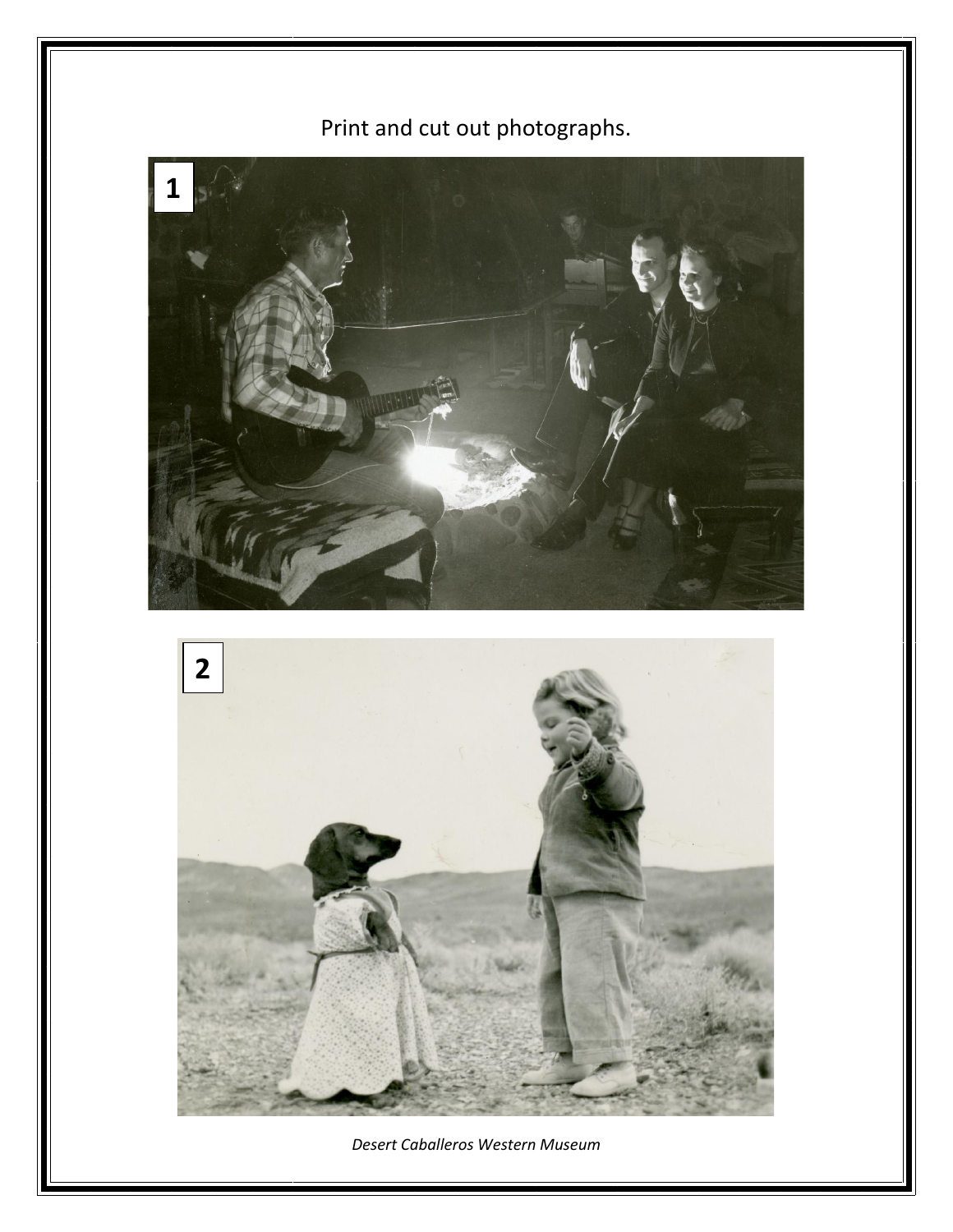Print and cut out photographs.

1

2

*Desert Caballeros Western Museum*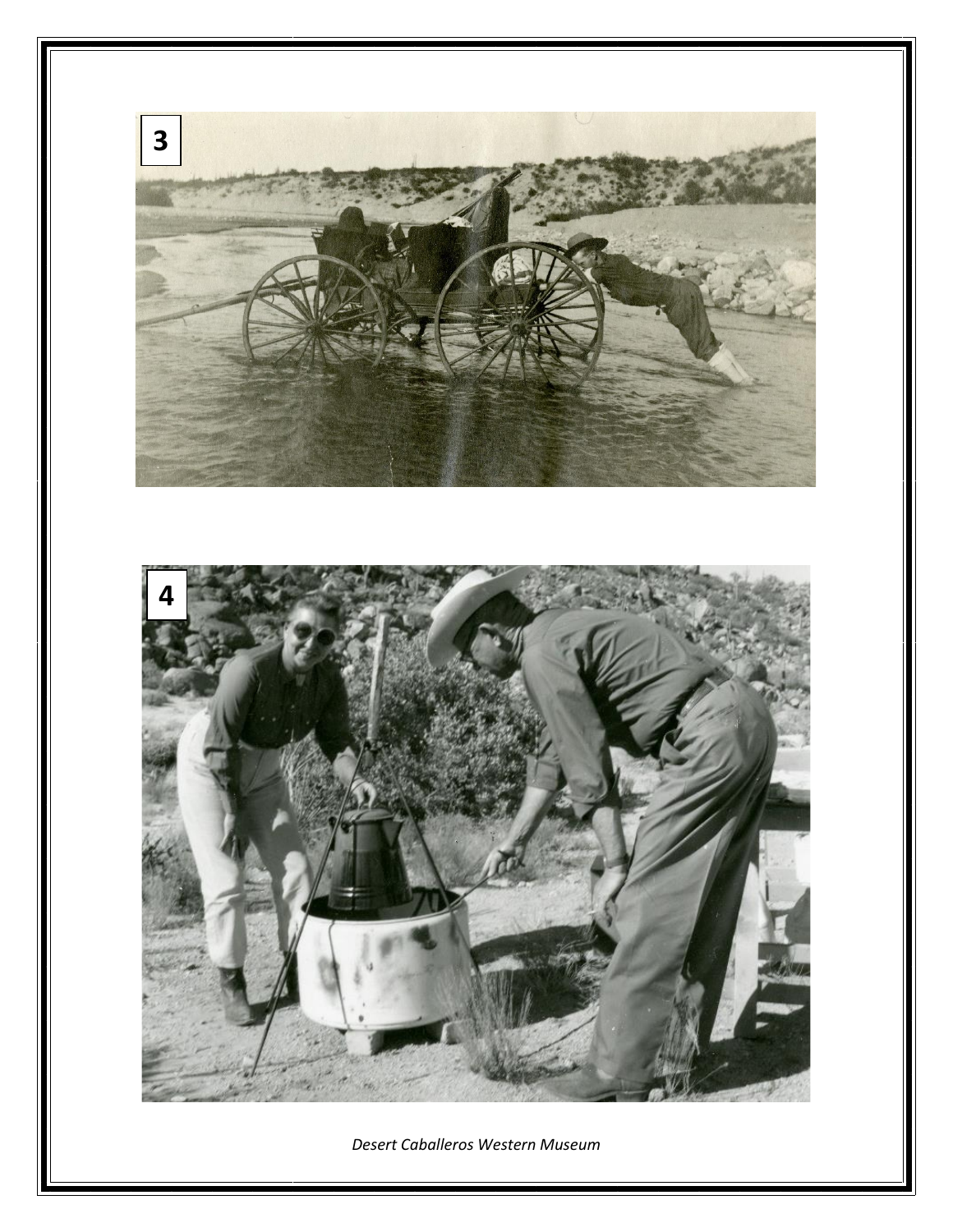3

4

*Desert Caballeros Western Museum*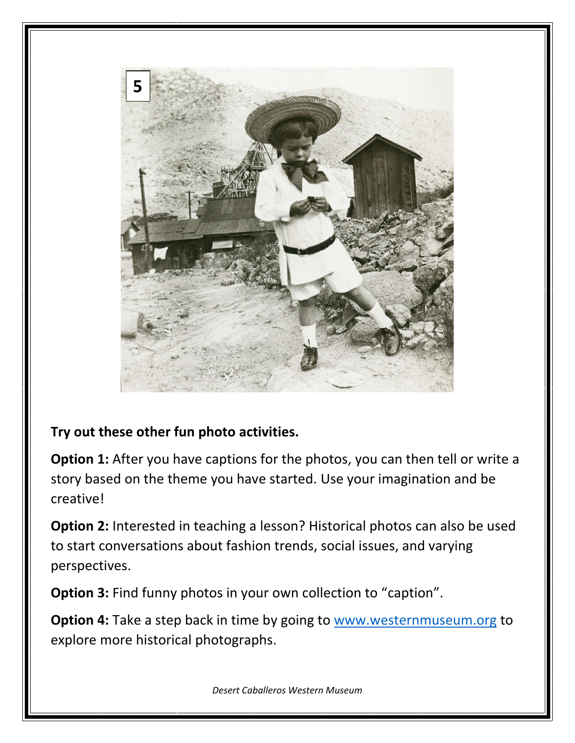5

**Try out these other fun photo activities.**

**Option 1:** After you have captions for the photos, you can then tell or write a story based on the theme you have started. Use your imagination and be creative!

**Option 2:** Interested in teaching a lesson? Historical photos can also be used to start conversations about fashion trends, social issues, and varying perspectives.

**Option 3:** Find funny photos in your own collection to "caption".

**Option 4:** Take a step back in time by going to [www.westernmuseum.org](http://www.westernmuseum.org) to explore more historical photographs.

*Desert Caballeros Western Museum*